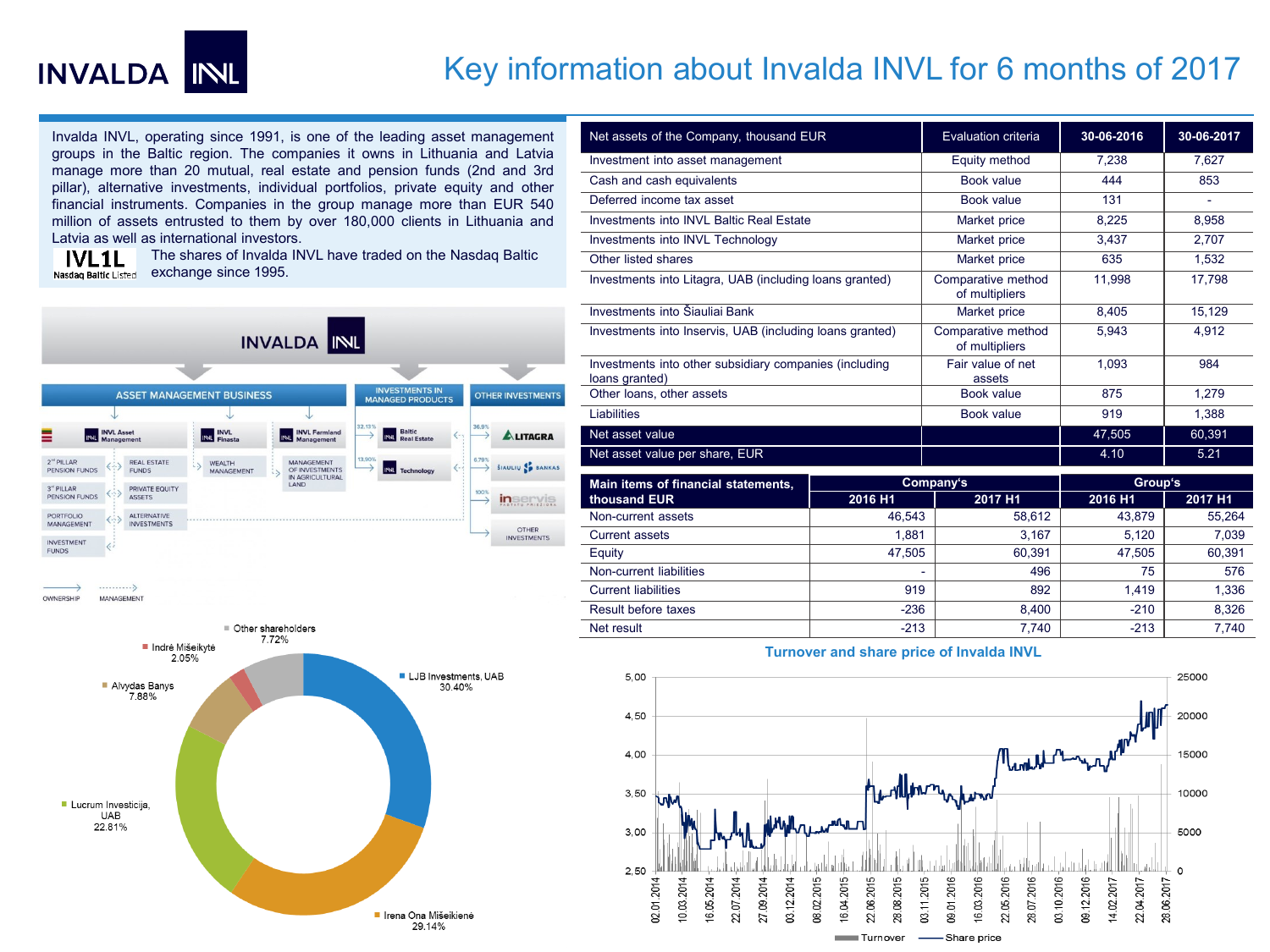# Key information about Invalda INVL for 6 months of 2017

Invalda INVL, operating since 1991, is one of the leading asset management groups in the Baltic region. The companies it owns in Lithuania and Latvia manage more than 20 mutual, real estate and pension funds (2nd and 3rd pillar), alternative investments, individual portfolios, private equity and other financial instruments. Companies in the group manage more than EUR 540 million of assets entrusted to them by over 180,000 clients in Lithuania and Latvia as well as international investors.

IVL1L
Nasdaq Baltic Listed

The shares of Invalda INVL have traded on the Nasdaq Baltic exchange since 1995.

| Net assets of the Company, thousand EUR | Evaluation criteria | 30-06-2016 | 30-06-2017 |
|---|---|---|---|
| Investment into asset management | Equity method | 7,238 | 7,627 |
| Cash and cash equivalents | Book value | 444 | 853 |
| Deferred income tax asset | Book value | 131 | - |
| Investments into INVL Baltic Real Estate | Market price | 8,225 | 8,958 |
| Investments into INVL Technology | Market price | 3,437 | 2,707 |
| Other listed shares | Market price | 635 | 1,532 |
| Investments into Litagra, UAB (including loans granted) | Comparative method of multipliers | 11,998 | 17,798 |
| Investments into Šiauliai Bank | Market price | 8,405 | 15,129 |
| Investments into Inservis, UAB (including loans granted) | Comparative method of multipliers | 5,943 | 4,912 |
| Investments into other subsidiary companies (including loans granted) | Fair value of net assets | 1,093 | 984 |
| Other loans, other assets | Book value | 875 | 1,279 |
| Liabilities | Book value | 919 | 1,388 |
| Net asset value | | 47,505 | 60,391 |
| Net asset value per share, EUR | | 4.10 | 5.21 |

| Main items of financial statements, thousand EUR | Company's | | Group's | |
|---|---|---|---|---|
| | 2016 H1 | 2017 H1 | 2016 H1 | 2017 H1 |
| Non-current assets | 46,543 | 58,612 | 43,879 | 55,264 |
| Current assets | 1,881 | 3,167 | 5,120 | 7,039 |
| Equity | 47,505 | 60,391 | 47,505 | 60,391 |
| Non-current liabilities | - | 496 | 75 | 576 |
| Current liabilities | 919 | 892 | 1,419 | 1,336 |
| Result before taxes | -236 | 8,400 | -210 | 8,326 |
| Net result | -213 | 7,740 | -213 | 7,740 |

INVALDA INVL

ASSET MANAGEMENT BUSINESS: INVL Asset Management (2nd PILLAR PENSION FUNDS, 3rd PILLAR PENSION FUNDS, PORTFOLIO MANAGEMENT, INVESTMENT FUNDS, REAL ESTATE FUNDS, PRIVATE EQUITY ASSETS, ALTERNATIVE INVESTMENTS); INVL Finasta (WEALTH MANAGEMENT); INVL Farmland Management (MANAGEMENT OF INVESTMENTS IN AGRICULTURAL LAND)

INVESTMENTS IN MANAGED PRODUCTS: 32.13% Baltic Real Estate; 13.90% Technology

OTHER INVESTMENTS: 36.9% Litagra; 6.79% Šiaulių bankas; 100% Inservis; Other investments

OWNERSHIP — MANAGEMENT

Shareholders:
- LJB Investments, UAB 30.40%
- Irena Ona Mišeikienė 29.14%
- Lucrum Investicija, UAB 22.81%
- Alvydas Banys 7.88%
- Indrė Mišeikytė 2.05%
- Other shareholders 7.72%

Turnover and share price of Invalda INVL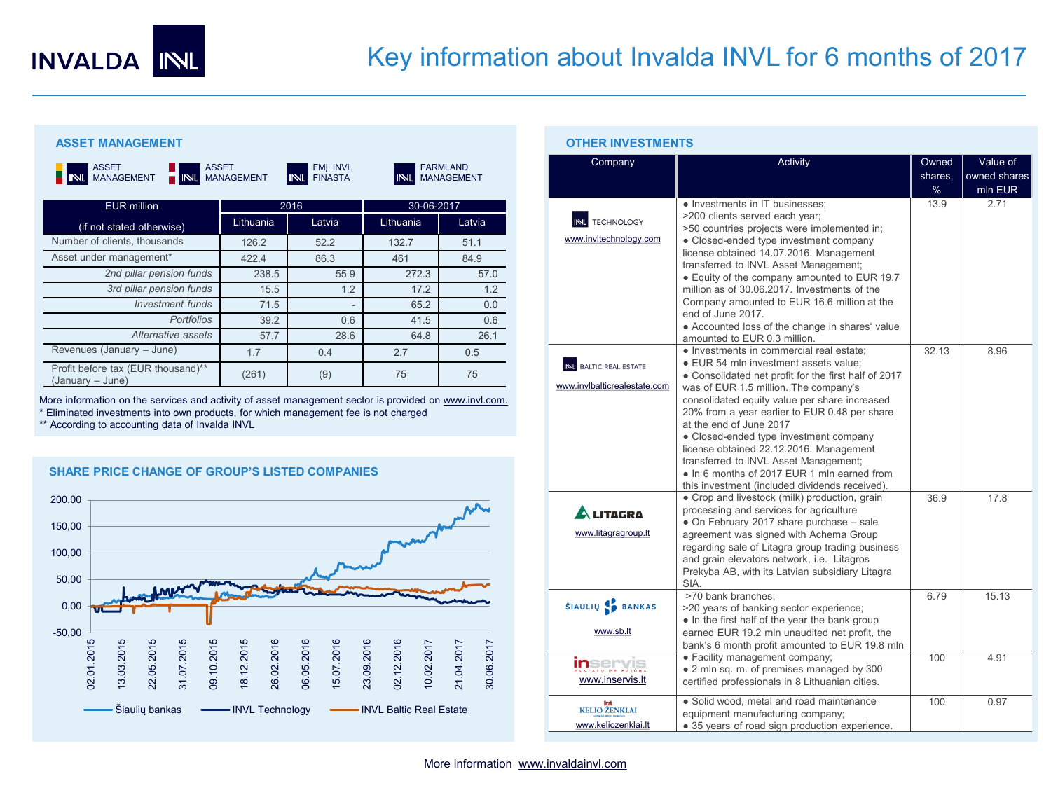# Key information about Invalda INVL for 6 months of 2017

## ASSET MANAGEMENT

ASSET MANAGEMENT | ASSET MANAGEMENT | FMĮ INVL FINASTA | FARMLAND MANAGEMENT

| EUR million (if not stated otherwise) | 2016 | | 30-06-2017 | |
|---|---|---|---|---|
| | Lithuania | Latvia | Lithuania | Latvia |
| Number of clients, thousands | 126.2 | 52.2 | 132.7 | 51.1 |
| Asset under management* | 422.4 | 86.3 | 461 | 84.9 |
| *2nd pillar pension funds* | 238.5 | 55.9 | 272.3 | 57.0 |
| *3rd pillar pension funds* | 15.5 | 1.2 | 17.2 | 1.2 |
| *Investment funds* | 71.5 | - | 65.2 | 0.0 |
| *Portfolios* | 39.2 | 0.6 | 41.5 | 0.6 |
| *Alternative assets* | 57.7 | 28.6 | 64.8 | 26.1 |
| Revenues (January – June) | 1.7 | 0.4 | 2.7 | 0.5 |
| Profit before tax (EUR thousand)** (January – June) | (261) | (9) | 75 | 75 |

More information on the services and activity of asset management sector is provided on www.invl.com.
* Eliminated investments into own products, for which management fee is not charged
** According to accounting data of Invalda INVL

## SHARE PRICE CHANGE OF GROUP'S LISTED COMPANIES

200,00
150,00
100,00
50,00
0,00
-50,00

02.01.2015, 13.03.2015, 22.05.2015, 31.07.2015, 09.10.2015, 18.12.2015, 26.02.2016, 06.05.2016, 15.07.2016, 23.09.2016, 02.12.2016, 10.02.2017, 21.04.2017, 30.06.2017

Šiaulių bankas — INVL Technology — INVL Baltic Real Estate

## OTHER INVESTMENTS

| Company | Activity | Owned shares, % | Value of owned shares mln EUR |
|---|---|---|---|
| INVL TECHNOLOGY www.invltechnology.com | • Investments in IT businesses; >200 clients served each year; >50 countries projects were implemented in; • Closed-ended type investment company license obtained 14.07.2016. Management transferred to INVL Asset Management; • Equity of the company amounted to EUR 19.7 million as of 30.06.2017. Investments of the Company amounted to EUR 16.6 million at the end of June 2017. • Accounted loss of the change in shares' value amounted to EUR 0.3 million. | 13.9 | 2.71 |
| INVL BALTIC REAL ESTATE www.invlbalticrealestate.com | • Investments in commercial real estate; • EUR 54 mln investment assets value; • Consolidated net profit for the first half of 2017 was of EUR 1.5 million. The company's consolidated equity value per share increased 20% from a year earlier to EUR 0.48 per share at the end of June 2017 • Closed-ended type investment company license obtained 22.12.2016. Management transferred to INVL Asset Management; • In 6 months of 2017 EUR 1 mln earned from this investment (included dividends received). | 32.13 | 8.96 |
| LITAGRA www.litagragroup.lt | • Crop and livestock (milk) production, grain processing and services for agriculture • On February 2017 share purchase – sale agreement was signed with Achema Group regarding sale of Litagra group trading business and grain elevators network, i.e. Litagros Prekyba AB, with its Latvian subsidiary Litagra SIA. | 36.9 | 17.8 |
| ŠIAULIŲ BANKAS www.sb.lt | >70 bank branches; >20 years of banking sector experience; • In the first half of the year the bank group earned EUR 19.2 mln unaudited net profit, the bank's 6 month profit amounted to EUR 19.8 mln | 6.79 | 15.13 |
| inservis www.inservis.lt | • Facility management company; • 2 mln sq. m. of premises managed by 300 certified professionals in 8 Lithuanian cities. | 100 | 4.91 |
| KELIO ŽENKLAI www.keliozenklai.lt | • Solid wood, metal and road maintenance equipment manufacturing company; • 35 years of road sign production experience. | 100 | 0.97 |

More information www.invaldainvl.com